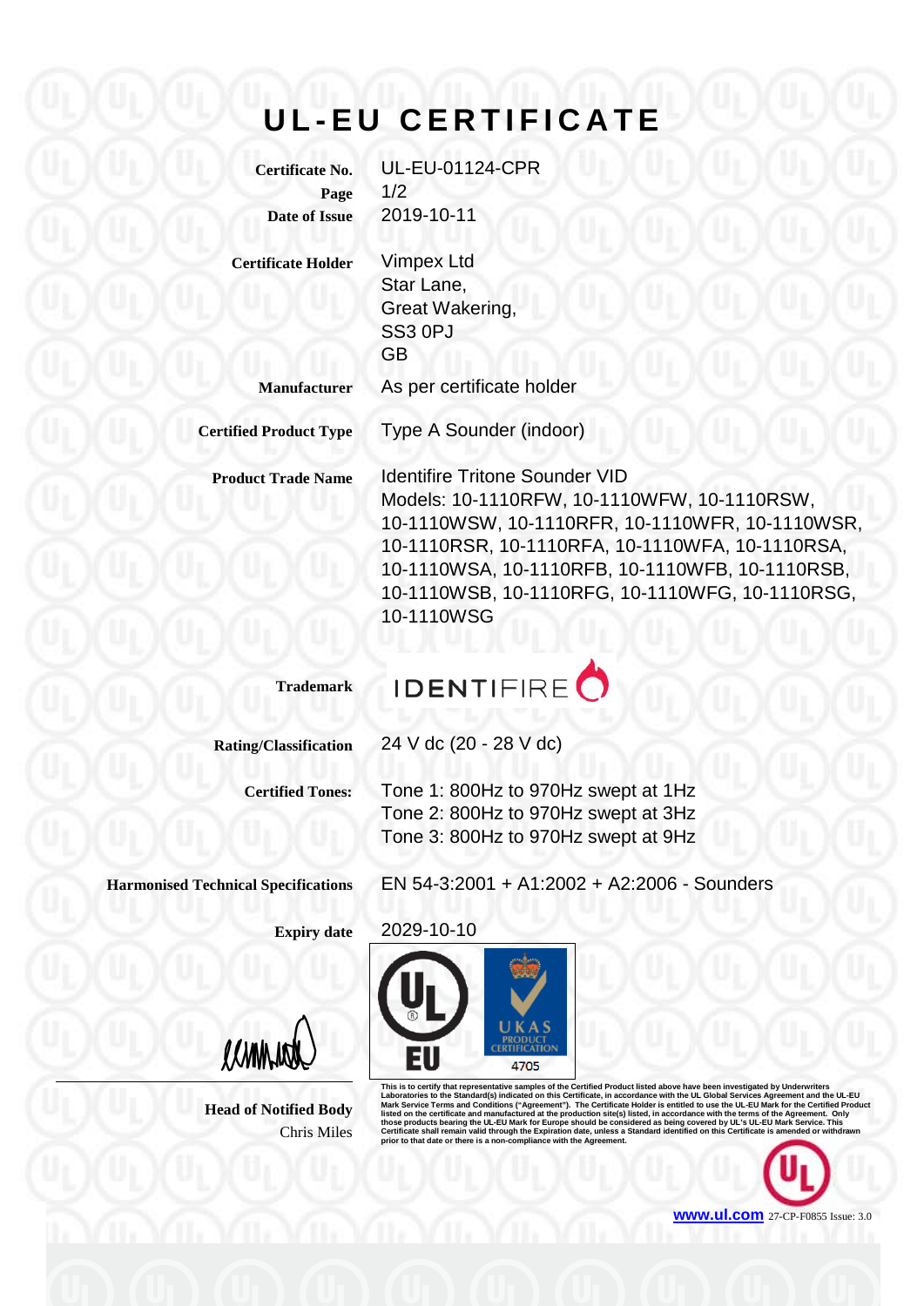# UL-EU CERTIFICATE

| | |
|---|---|
| **Certificate No.** | UL-EU-01124-CPR |
| **Page** | 1/2 |
| **Date of Issue** | 2019-10-11 |
| **Certificate Holder** | Vimpex Ltd<br>Star Lane,<br>Great Wakering,<br>SS3 0PJ<br>GB |
| **Manufacturer** | As per certificate holder |
| **Certified Product Type** | Type A Sounder (indoor) |
| **Product Trade Name** | Identifire Tritone Sounder VID<br>Models: 10-1110RFW, 10-1110WFW, 10-1110RSW, 10-1110WSW, 10-1110RFR, 10-1110WFR, 10-1110WSR, 10-1110RSR, 10-1110RFA, 10-1110WFA, 10-1110RSA, 10-1110WSA, 10-1110RFB, 10-1110WFB, 10-1110RSB, 10-1110WSB, 10-1110RFG, 10-1110WFG, 10-1110RSG, 10-1110WSG |
| **Trademark** | IDENTIFIRE |
| **Rating/Classification** | 24 V dc (20 - 28 V dc) |
| **Certified Tones:** | Tone 1: 800Hz to 970Hz swept at 1Hz<br>Tone 2: 800Hz to 970Hz swept at 3Hz<br>Tone 3: 800Hz to 970Hz swept at 9Hz |
| **Harmonised Technical Specifications** | EN 54-3:2001 + A1:2002 + A2:2006 - Sounders |
| **Expiry date** | 2029-10-10 |

UL EU

UKAS PRODUCT CERTIFICATION 4705

**Head of Notified Body**
Chris Miles

**This is to certify that representative samples of the Certified Product listed above have been investigated by Underwriters Laboratories to the Standard(s) indicated on this Certificate, in accordance with the UL Global Services Agreement and the UL-EU Mark Service Terms and Conditions ("Agreement"). The Certificate Holder is entitled to use the UL-EU Mark for the Certified Product listed on the certificate and manufactured at the production site(s) listed, in accordance with the terms of the Agreement. Only those products bearing the UL-EU Mark for Europe should be considered as being covered by UL's UL-EU Mark Service. This Certificate shall remain valid through the Expiration date, unless a Standard identified on this Certificate is amended or withdrawn prior to that date or there is a non-compliance with the Agreement.**

**www.ul.com** 27-CP-F0855 Issue: 3.0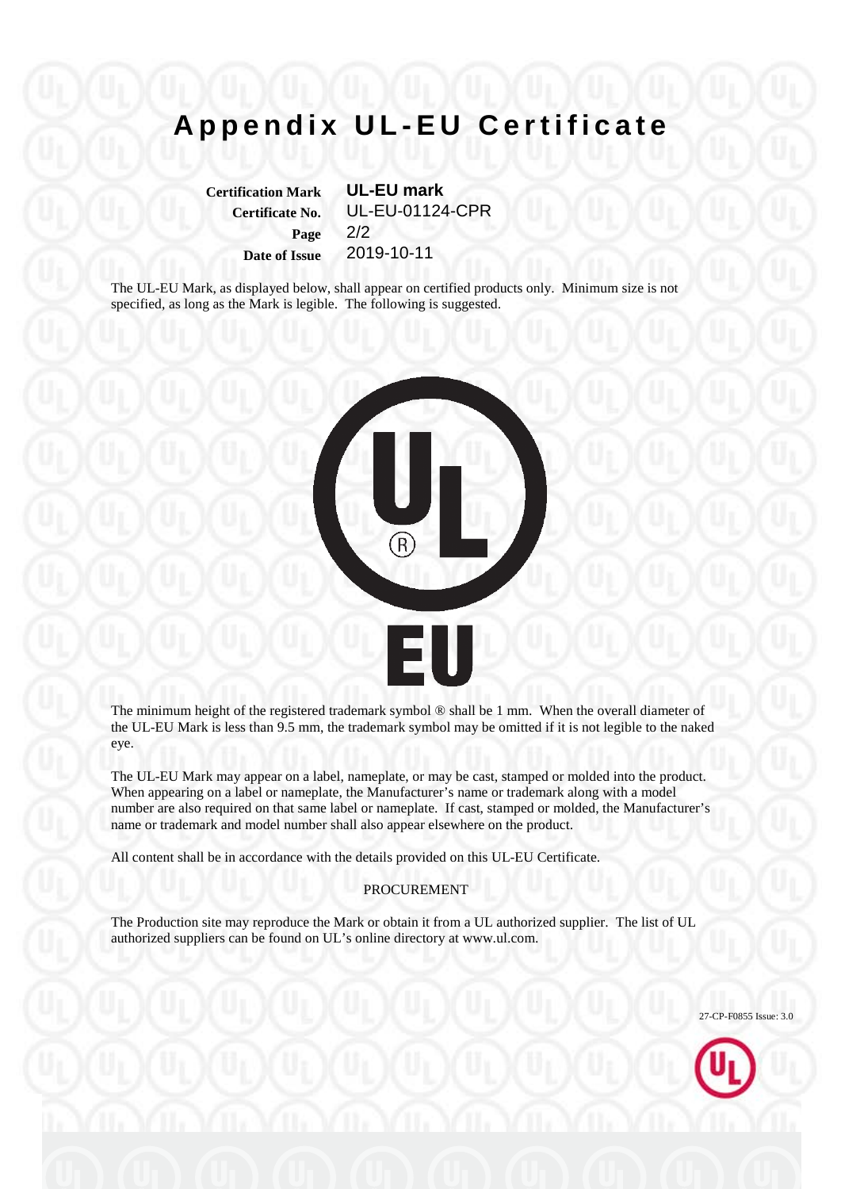# Appendix UL-EU Certificate

| | |
|---|---|
| **Certification Mark** | **UL-EU mark** |
| **Certificate No.** | UL-EU-01124-CPR |
| **Page** | 2/2 |
| **Date of Issue** | 2019-10-11 |

The UL-EU Mark, as displayed below, shall appear on certified products only. Minimum size is not specified, as long as the Mark is legible. The following is suggested.

The minimum height of the registered trademark symbol ® shall be 1 mm. When the overall diameter of the UL-EU Mark is less than 9.5 mm, the trademark symbol may be omitted if it is not legible to the naked eye.

The UL-EU Mark may appear on a label, nameplate, or may be cast, stamped or molded into the product. When appearing on a label or nameplate, the Manufacturer's name or trademark along with a model number are also required on that same label or nameplate. If cast, stamped or molded, the Manufacturer's name or trademark and model number shall also appear elsewhere on the product.

All content shall be in accordance with the details provided on this UL-EU Certificate.

PROCUREMENT

The Production site may reproduce the Mark or obtain it from a UL authorized supplier. The list of UL authorized suppliers can be found on UL's online directory at www.ul.com.

27-CP-F0855 Issue: 3.0